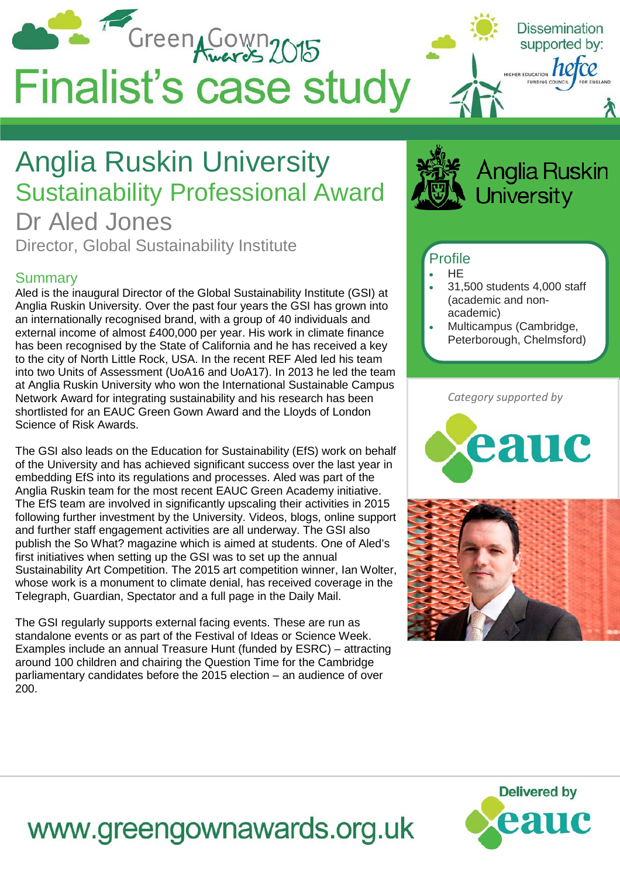# Green Gown Awards 2015

# Finalist's case study

Dissemination supported by: HEFCE Higher Education Funding Council for England

# Anglia Ruskin University

## Sustainability Professional Award

## Dr Aled Jones

Director, Global Sustainability Institute

### Summary

Aled is the inaugural Director of the Global Sustainability Institute (GSI) at Anglia Ruskin University. Over the past four years the GSI has grown into an internationally recognised brand, with a group of 40 individuals and external income of almost £400,000 per year. His work in climate finance has been recognised by the State of California and he has received a key to the city of North Little Rock, USA. In the recent REF Aled led his team into two Units of Assessment (UoA16 and UoA17). In 2013 he led the team at Anglia Ruskin University who won the International Sustainable Campus Network Award for integrating sustainability and his research has been shortlisted for an EAUC Green Gown Award and the Lloyds of London Science of Risk Awards.

The GSI also leads on the Education for Sustainability (EfS) work on behalf of the University and has achieved significant success over the last year in embedding EfS into its regulations and processes. Aled was part of the Anglia Ruskin team for the most recent EAUC Green Academy initiative. The EfS team are involved in significantly upscaling their activities in 2015 following further investment by the University. Videos, blogs, online support and further staff engagement activities are all underway. The GSI also publish the So What? magazine which is aimed at students. One of Aled's first initiatives when setting up the GSI was to set up the annual Sustainability Art Competition. The 2015 art competition winner, Ian Wolter, whose work is a monument to climate denial, has received coverage in the Telegraph, Guardian, Spectator and a full page in the Daily Mail.

The GSI regularly supports external facing events. These are run as standalone events or as part of the Festival of Ideas or Science Week. Examples include an annual Treasure Hunt (funded by ESRC) – attracting around 100 children and chairing the Question Time for the Cambridge parliamentary candidates before the 2015 election – an audience of over 200.

### Profile

- HE
- 31,500 students 4,000 staff (academic and non-academic)
- Multicampus (Cambridge, Peterborough, Chelmsford)

*Category supported by* eauc

www.greengownawards.org.uk

Delivered by eauc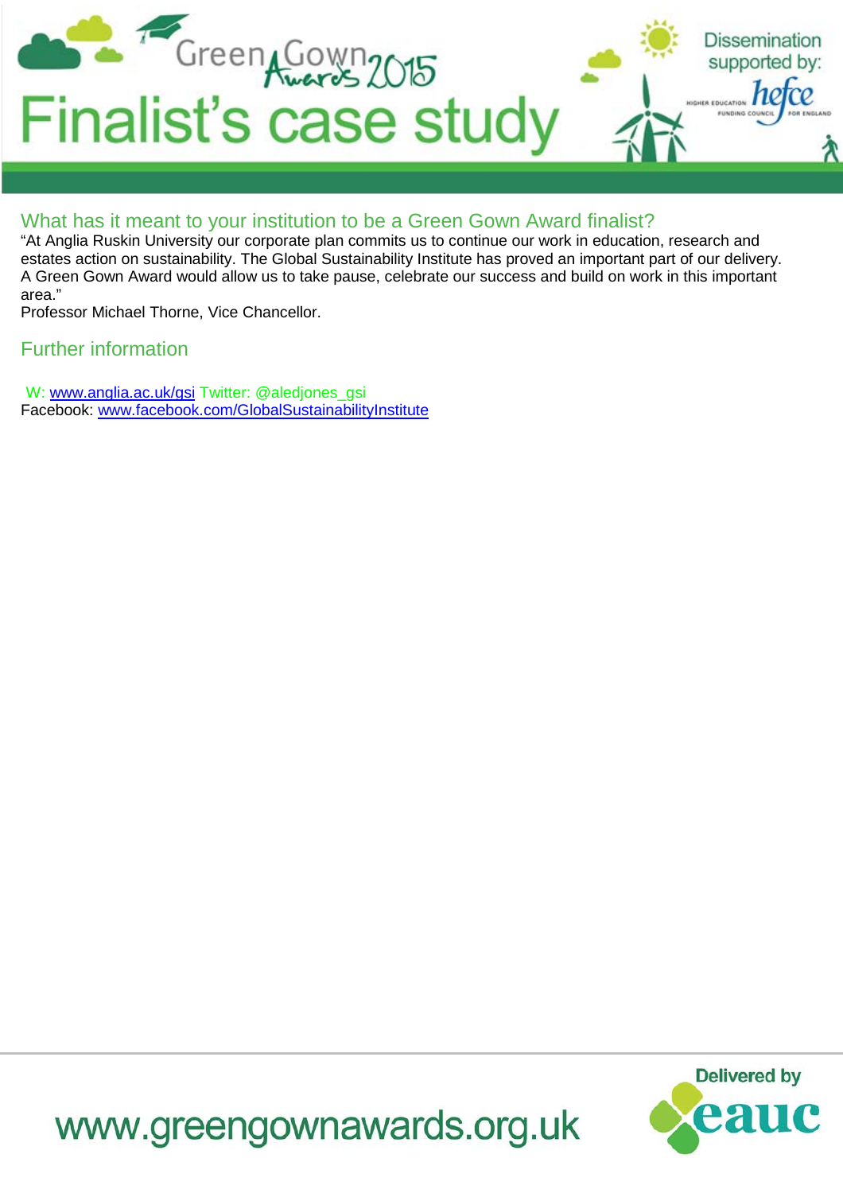## What has it meant to your institution to be a Green Gown Award finalist?

"At Anglia Ruskin University our corporate plan commits us to continue our work in education, research and estates action on sustainability. The Global Sustainability Institute has proved an important part of our delivery. A Green Gown Award would allow us to take pause, celebrate our success and build on work in this important area."

Professor Michael Thorne, Vice Chancellor.

## Further information

W: www.anglia.ac.uk/gsi Twitter: @aledjones_gsi
Facebook: www.facebook.com/GlobalSustainabilityInstitute